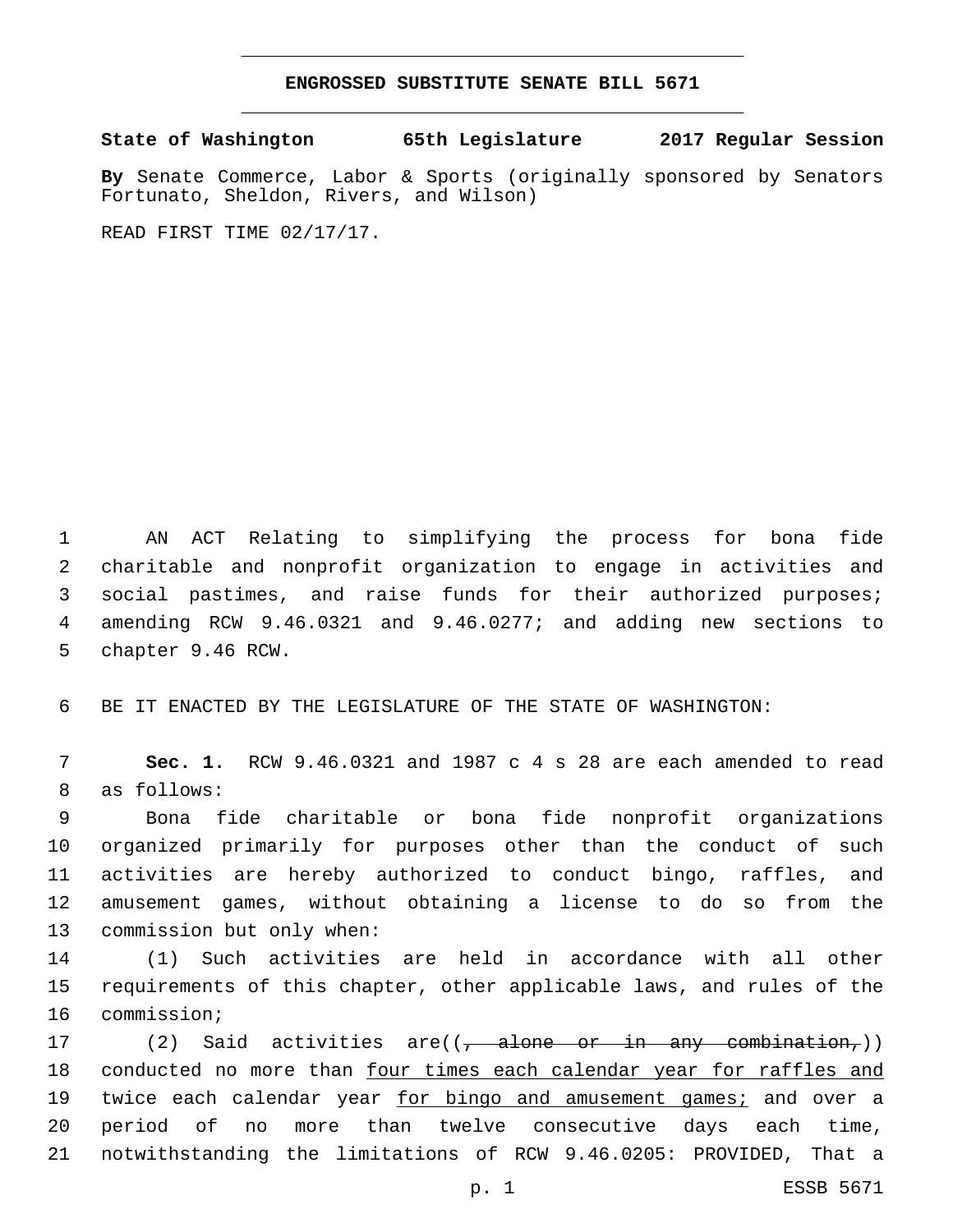# ENGROSSED SUBSTITUTE SENATE BILL 5671

**State of Washington 65th Legislature 2017 Regular Session**

**By** Senate Commerce, Labor & Sports (originally sponsored by Senators Fortunato, Sheldon, Rivers, and Wilson)

READ FIRST TIME 02/17/17.

AN ACT Relating to simplifying the process for bona fide charitable and nonprofit organization to engage in activities and social pastimes, and raise funds for their authorized purposes; amending RCW 9.46.0321 and 9.46.0277; and adding new sections to chapter 9.46 RCW.

BE IT ENACTED BY THE LEGISLATURE OF THE STATE OF WASHINGTON:

**Sec. 1.** RCW 9.46.0321 and 1987 c 4 s 28 are each amended to read as follows:

Bona fide charitable or bona fide nonprofit organizations organized primarily for purposes other than the conduct of such activities are hereby authorized to conduct bingo, raffles, and amusement games, without obtaining a license to do so from the commission but only when:

(1) Such activities are held in accordance with all other requirements of this chapter, other applicable laws, and rules of the commission;

(2) Said activities are((~~, alone or in any combination,~~)) conducted no more than <u>four times each calendar year for raffles and</u> twice each calendar year <u>for bingo and amusement games;</u> and over a period of no more than twelve consecutive days each time, notwithstanding the limitations of RCW 9.46.0205: PROVIDED, That a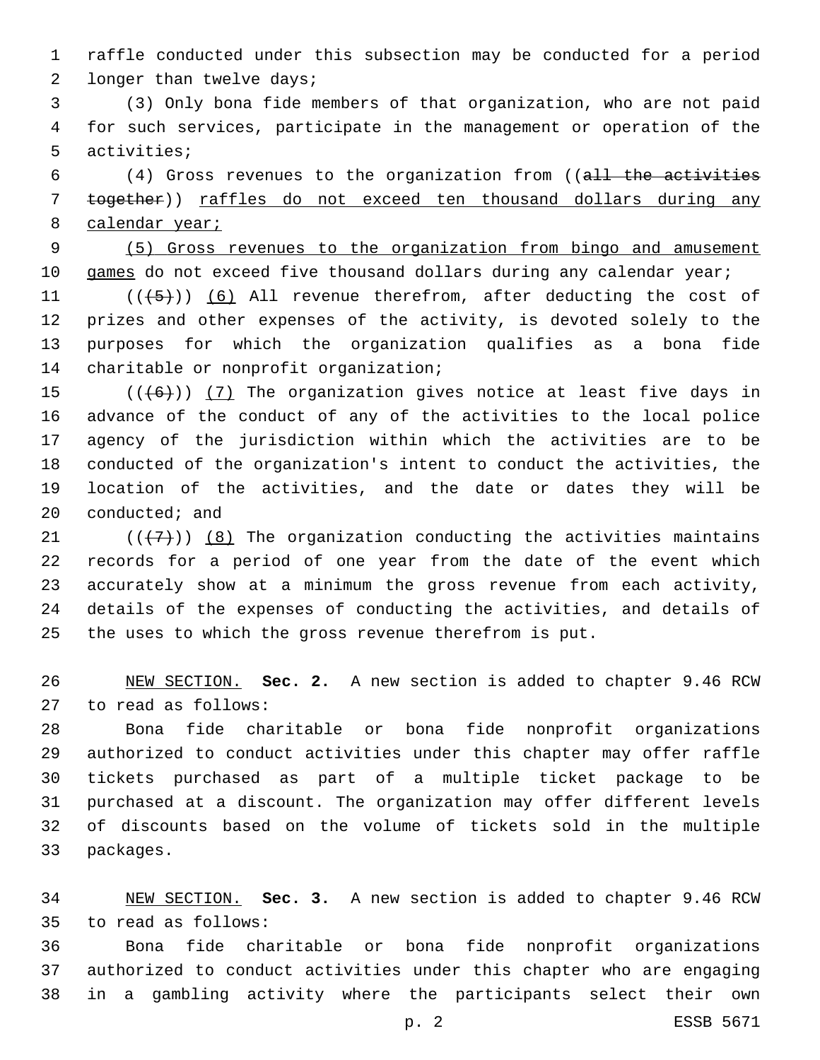raffle conducted under this subsection may be conducted for a period longer than twelve days;

(3) Only bona fide members of that organization, who are not paid for such services, participate in the management or operation of the activities;

(4) Gross revenues to the organization from ((~~all the activities together~~)) <u>raffles do not exceed ten thousand dollars during any calendar year;</u>

<u>(5) Gross revenues to the organization from bingo and amusement games</u> do not exceed five thousand dollars during any calendar year;

((~~(5)~~)) <u>(6)</u> All revenue therefrom, after deducting the cost of prizes and other expenses of the activity, is devoted solely to the purposes for which the organization qualifies as a bona fide charitable or nonprofit organization;

((~~(6)~~)) <u>(7)</u> The organization gives notice at least five days in advance of the conduct of any of the activities to the local police agency of the jurisdiction within which the activities are to be conducted of the organization's intent to conduct the activities, the location of the activities, and the date or dates they will be conducted; and

((~~(7)~~)) <u>(8)</u> The organization conducting the activities maintains records for a period of one year from the date of the event which accurately show at a minimum the gross revenue from each activity, details of the expenses of conducting the activities, and details of the uses to which the gross revenue therefrom is put.

<u>NEW SECTION.</u> **Sec. 2.** A new section is added to chapter 9.46 RCW to read as follows:

Bona fide charitable or bona fide nonprofit organizations authorized to conduct activities under this chapter may offer raffle tickets purchased as part of a multiple ticket package to be purchased at a discount. The organization may offer different levels of discounts based on the volume of tickets sold in the multiple packages.

<u>NEW SECTION.</u> **Sec. 3.** A new section is added to chapter 9.46 RCW to read as follows:

Bona fide charitable or bona fide nonprofit organizations authorized to conduct activities under this chapter who are engaging in a gambling activity where the participants select their own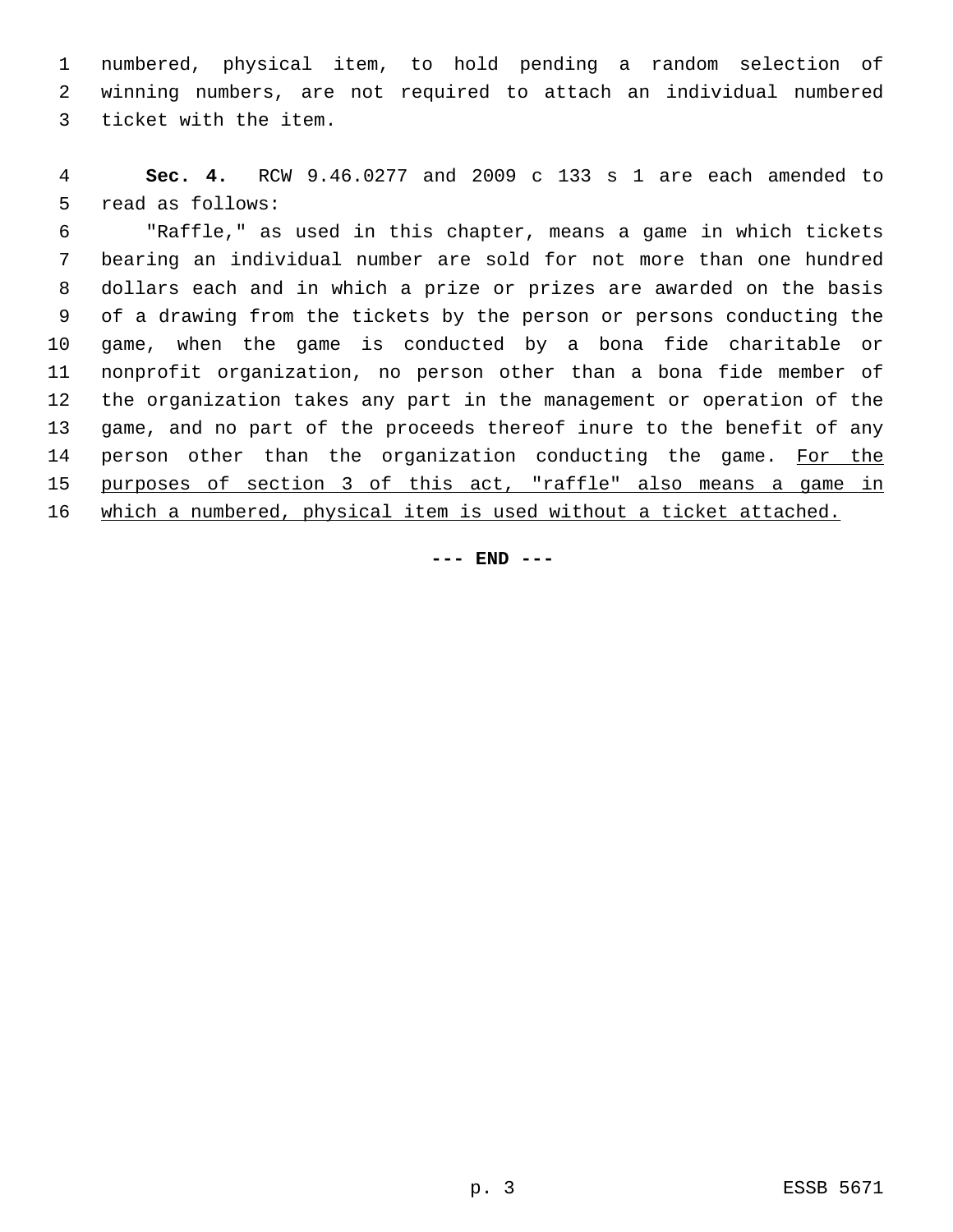numbered, physical item, to hold pending a random selection of winning numbers, are not required to attach an individual numbered ticket with the item.

**Sec. 4.** RCW 9.46.0277 and 2009 c 133 s 1 are each amended to read as follows:

"Raffle," as used in this chapter, means a game in which tickets bearing an individual number are sold for not more than one hundred dollars each and in which a prize or prizes are awarded on the basis of a drawing from the tickets by the person or persons conducting the game, when the game is conducted by a bona fide charitable or nonprofit organization, no person other than a bona fide member of the organization takes any part in the management or operation of the game, and no part of the proceeds thereof inure to the benefit of any person other than the organization conducting the game. <u>For the purposes of section 3 of this act, "raffle" also means a game in which a numbered, physical item is used without a ticket attached.</u>

**--- END ---**